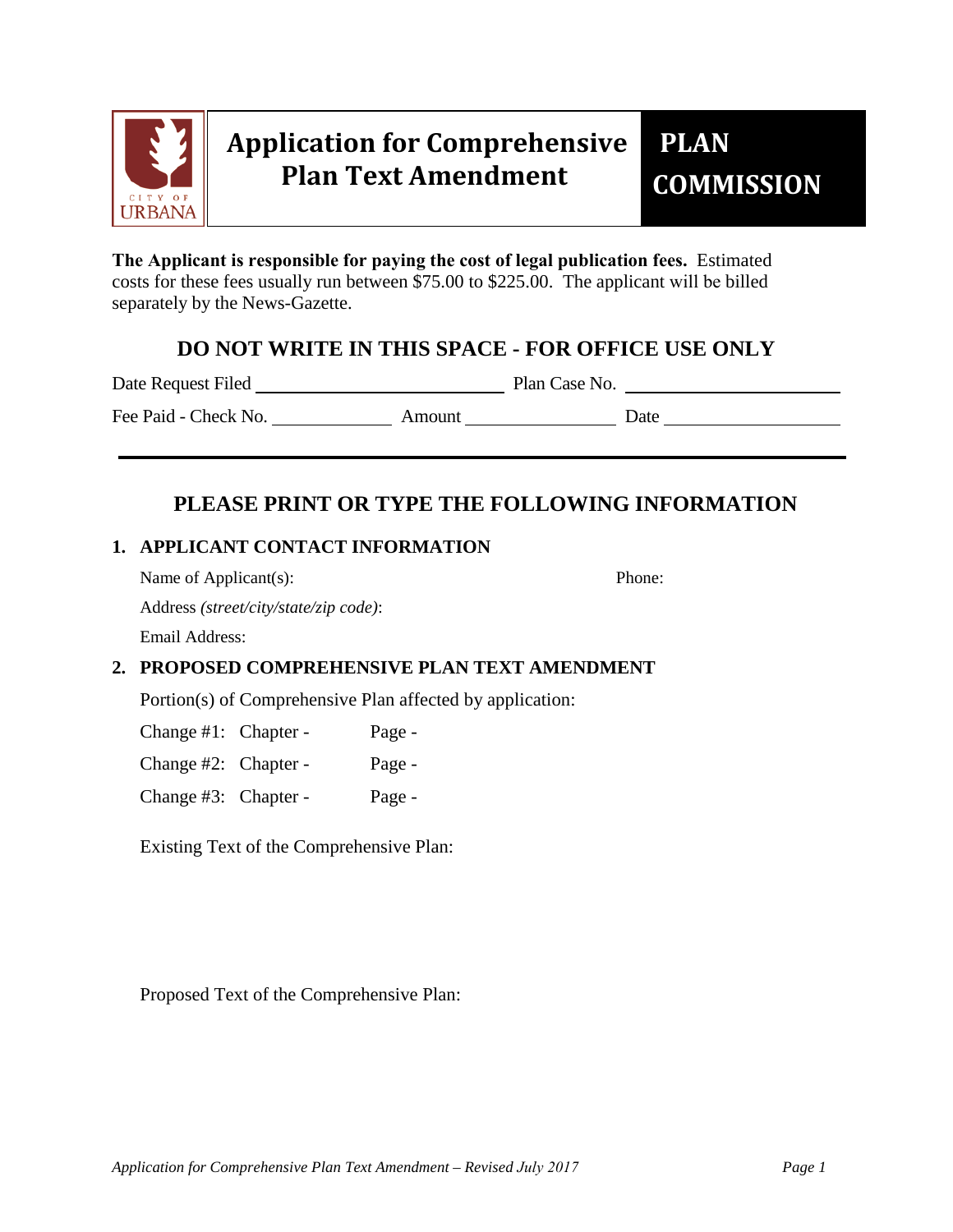# Application for Comprehensive Plan Text Amendment

**PLAN COMMISSION**

**The Applicant is responsible for paying the cost of legal publication fees.** Estimated costs for these fees usually run between $75.00 to $225.00. The applicant will be billed separately by the News-Gazette.

## DO NOT WRITE IN THIS SPACE - FOR OFFICE USE ONLY

Date Request Filed ______________________ Plan Case No. ______________________

Fee Paid - Check No. ____________ Amount ______________ Date ________________

---

## PLEASE PRINT OR TYPE THE FOLLOWING INFORMATION

### 1. APPLICANT CONTACT INFORMATION

Name of Applicant(s): Phone:

Address *(street/city/state/zip code)*:

Email Address:

### 2. PROPOSED COMPREHENSIVE PLAN TEXT AMENDMENT

Portion(s) of Comprehensive Plan affected by application:

Change #1: Chapter - Page -

Change #2: Chapter - Page -

Change #3: Chapter - Page -

Existing Text of the Comprehensive Plan:

Proposed Text of the Comprehensive Plan: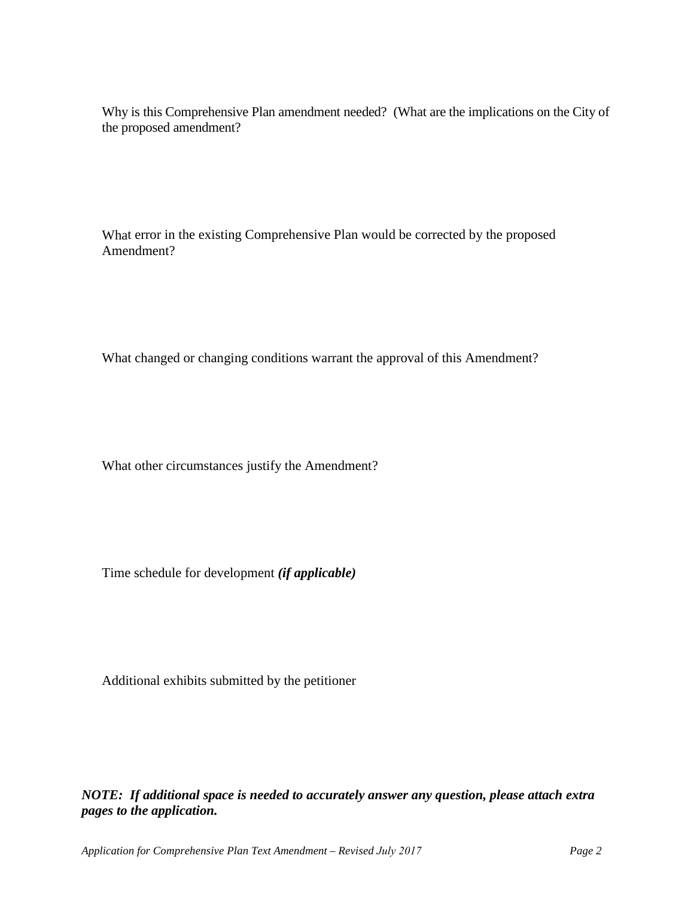Why is this Comprehensive Plan amendment needed? (What are the implications on the City of the proposed amendment?

What error in the existing Comprehensive Plan would be corrected by the proposed Amendment?

What changed or changing conditions warrant the approval of this Amendment?

What other circumstances justify the Amendment?

Time schedule for development ***(if applicable)***

Additional exhibits submitted by the petitioner

***NOTE: If additional space is needed to accurately answer any question, please attach extra pages to the application.***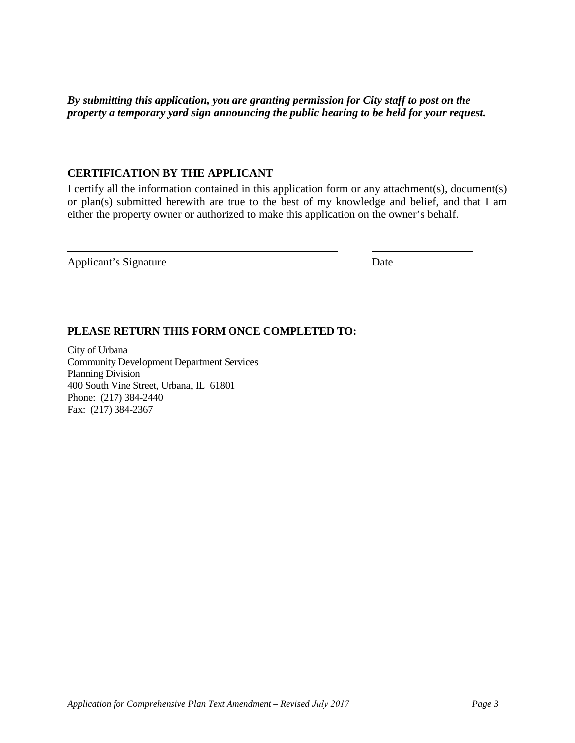***By submitting this application, you are granting permission for City staff to post on the property a temporary yard sign announcing the public hearing to be held for your request.***

## CERTIFICATION BY THE APPLICANT

I certify all the information contained in this application form or any attachment(s), document(s) or plan(s) submitted herewith are true to the best of my knowledge and belief, and that I am either the property owner or authorized to make this application on the owner's behalf.

\_\_\_\_\_\_\_\_\_\_\_\_\_\_\_\_\_\_\_\_\_\_\_\_\_\_\_\_\_\_\_\_\_\_\_\_\_\_\_\_\_\_\_\_ \_\_\_\_\_\_\_\_\_\_\_\_\_\_\_\_\_\_\_\_

Applicant's Signature Date

## PLEASE RETURN THIS FORM ONCE COMPLETED TO:

City of Urbana
Community Development Department Services
Planning Division
400 South Vine Street, Urbana, IL 61801
Phone: (217) 384-2440
Fax: (217) 384-2367